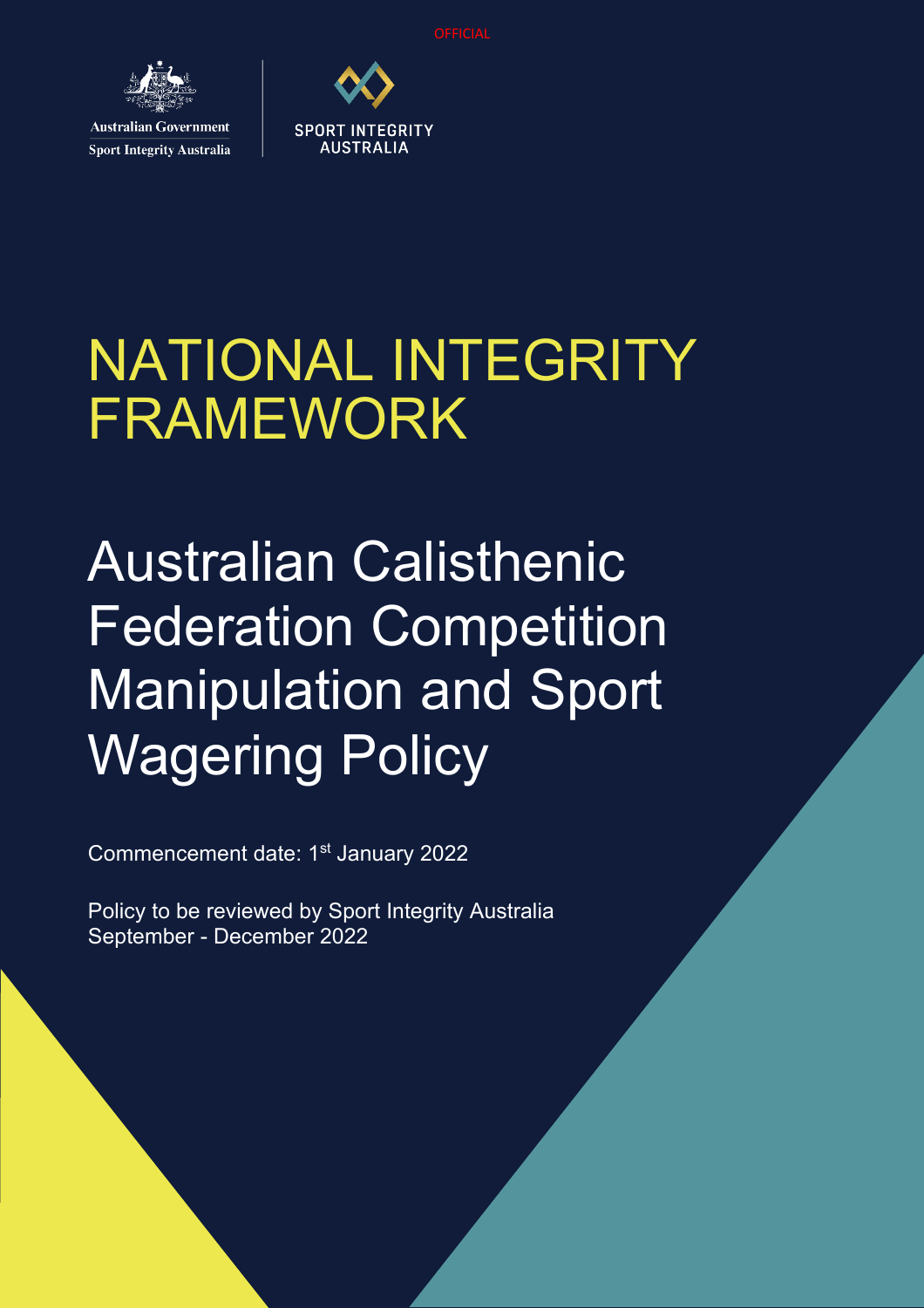OFFICIAL

Australian Government
Sport Integrity Australia

SPORT INTEGRITY AUSTRALIA

# NATIONAL INTEGRITY FRAMEWORK

# Australian Calisthenic Federation Competition Manipulation and Sport Wagering Policy

Commencement date: 1st January 2022

Policy to be reviewed by Sport Integrity Australia September - December 2022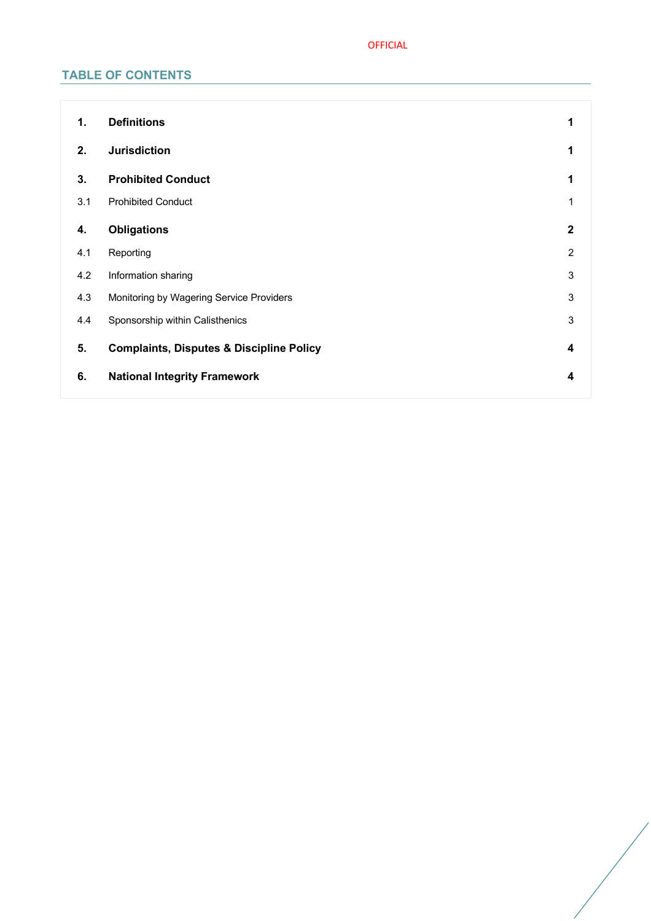## TABLE OF CONTENTS

| | | |
|---|---|---|
| **1.** | **Definitions** | **1** |
| **2.** | **Jurisdiction** | **1** |
| **3.** | **Prohibited Conduct** | **1** |
| 3.1 | Prohibited Conduct | 1 |
| **4.** | **Obligations** | **2** |
| 4.1 | Reporting | 2 |
| 4.2 | Information sharing | 3 |
| 4.3 | Monitoring by Wagering Service Providers | 3 |
| 4.4 | Sponsorship within Calisthenics | 3 |
| **5.** | **Complaints, Disputes & Discipline Policy** | **4** |
| **6.** | **National Integrity Framework** | **4** |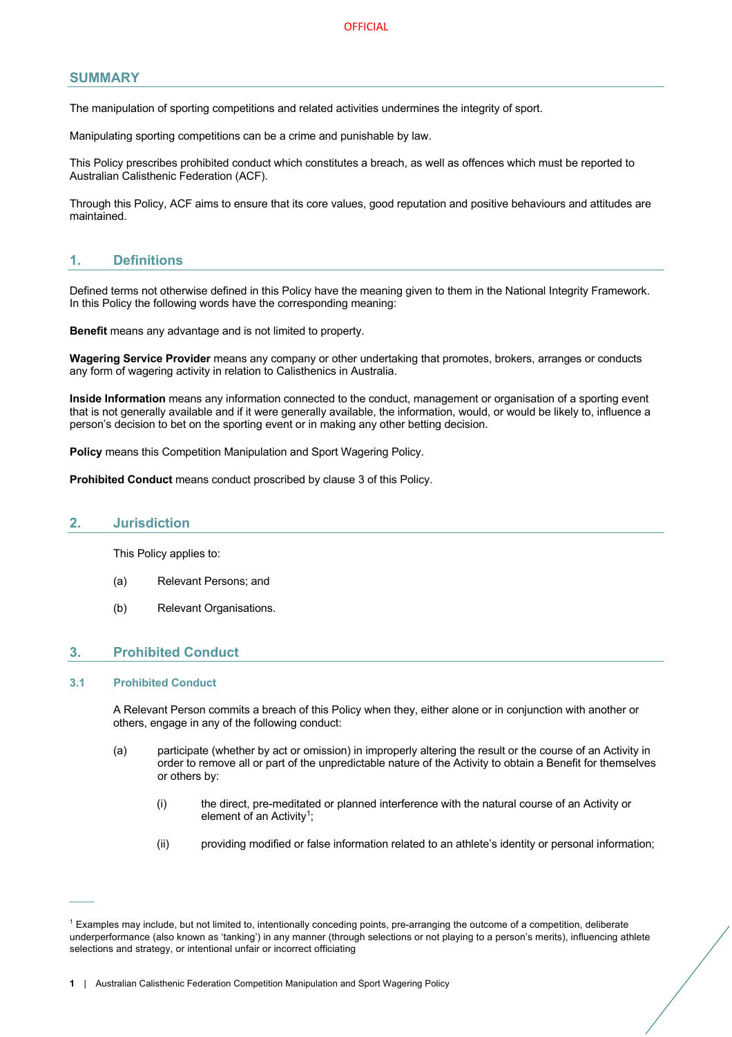## SUMMARY

The manipulation of sporting competitions and related activities undermines the integrity of sport.

Manipulating sporting competitions can be a crime and punishable by law.

This Policy prescribes prohibited conduct which constitutes a breach, as well as offences which must be reported to Australian Calisthenic Federation (ACF).

Through this Policy, ACF aims to ensure that its core values, good reputation and positive behaviours and attitudes are maintained.

## 1. Definitions

Defined terms not otherwise defined in this Policy have the meaning given to them in the National Integrity Framework. In this Policy the following words have the corresponding meaning:

**Benefit** means any advantage and is not limited to property.

**Wagering Service Provider** means any company or other undertaking that promotes, brokers, arranges or conducts any form of wagering activity in relation to Calisthenics in Australia.

**Inside Information** means any information connected to the conduct, management or organisation of a sporting event that is not generally available and if it were generally available, the information, would, or would be likely to, influence a person's decision to bet on the sporting event or in making any other betting decision.

**Policy** means this Competition Manipulation and Sport Wagering Policy.

**Prohibited Conduct** means conduct proscribed by clause 3 of this Policy.

## 2. Jurisdiction

This Policy applies to:

(a) Relevant Persons; and

(b) Relevant Organisations.

## 3. Prohibited Conduct

### 3.1 Prohibited Conduct

A Relevant Person commits a breach of this Policy when they, either alone or in conjunction with another or others, engage in any of the following conduct:

(a) participate (whether by act or omission) in improperly altering the result or the course of an Activity in order to remove all or part of the unpredictable nature of the Activity to obtain a Benefit for themselves or others by:

(i) the direct, pre-meditated or planned interference with the natural course of an Activity or element of an Activity[1];

(ii) providing modified or false information related to an athlete's identity or personal information;

[1] Examples may include, but not limited to, intentionally conceding points, pre-arranging the outcome of a competition, deliberate underperformance (also known as 'tanking') in any manner (through selections or not playing to a person's merits), influencing athlete selections and strategy, or intentional unfair or incorrect officiating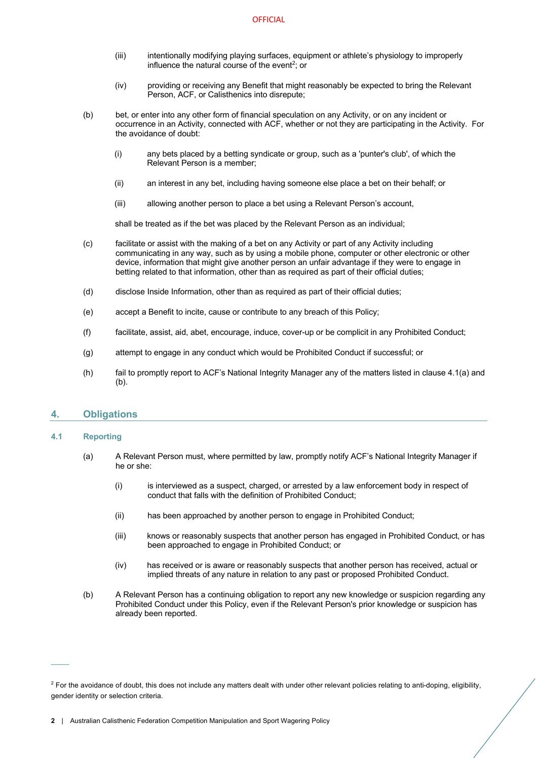(iii) intentionally modifying playing surfaces, equipment or athlete's physiology to improperly influence the natural course of the event[2]; or

   (iv) providing or receiving any Benefit that might reasonably be expected to bring the Relevant Person, ACF, or Calisthenics into disrepute;

(b) bet, or enter into any other form of financial speculation on any Activity, or on any incident or occurrence in an Activity, connected with ACF, whether or not they are participating in the Activity. For the avoidance of doubt:

   (i) any bets placed by a betting syndicate or group, such as a 'punter's club', of which the Relevant Person is a member;

   (ii) an interest in any bet, including having someone else place a bet on their behalf; or

   (iii) allowing another person to place a bet using a Relevant Person's account,

   shall be treated as if the bet was placed by the Relevant Person as an individual;

(c) facilitate or assist with the making of a bet on any Activity or part of any Activity including communicating in any way, such as by using a mobile phone, computer or other electronic or other device, information that might give another person an unfair advantage if they were to engage in betting related to that information, other than as required as part of their official duties;

(d) disclose Inside Information, other than as required as part of their official duties;

(e) accept a Benefit to incite, cause or contribute to any breach of this Policy;

(f) facilitate, assist, aid, abet, encourage, induce, cover-up or be complicit in any Prohibited Conduct;

(g) attempt to engage in any conduct which would be Prohibited Conduct if successful; or

(h) fail to promptly report to ACF's National Integrity Manager any of the matters listed in clause 4.1(a) and (b).

## 4. Obligations

### 4.1 Reporting

(a) A Relevant Person must, where permitted by law, promptly notify ACF's National Integrity Manager if he or she:

   (i) is interviewed as a suspect, charged, or arrested by a law enforcement body in respect of conduct that falls with the definition of Prohibited Conduct;

   (ii) has been approached by another person to engage in Prohibited Conduct;

   (iii) knows or reasonably suspects that another person has engaged in Prohibited Conduct, or has been approached to engage in Prohibited Conduct; or

   (iv) has received or is aware or reasonably suspects that another person has received, actual or implied threats of any nature in relation to any past or proposed Prohibited Conduct.

(b) A Relevant Person has a continuing obligation to report any new knowledge or suspicion regarding any Prohibited Conduct under this Policy, even if the Relevant Person's prior knowledge or suspicion has already been reported.

---

[2] For the avoidance of doubt, this does not include any matters dealt with under other relevant policies relating to anti-doping, eligibility, gender identity or selection criteria.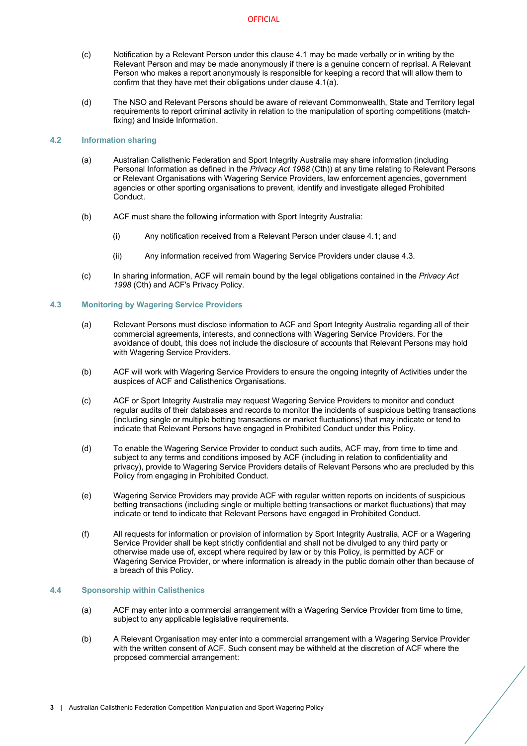(c) Notification by a Relevant Person under this clause 4.1 may be made verbally or in writing by the Relevant Person and may be made anonymously if there is a genuine concern of reprisal. A Relevant Person who makes a report anonymously is responsible for keeping a record that will allow them to confirm that they have met their obligations under clause 4.1(a).

(d) The NSO and Relevant Persons should be aware of relevant Commonwealth, State and Territory legal requirements to report criminal activity in relation to the manipulation of sporting competitions (match-fixing) and Inside Information.

### 4.2 Information sharing

(a) Australian Calisthenic Federation and Sport Integrity Australia may share information (including Personal Information as defined in the *Privacy Act 1988* (Cth)) at any time relating to Relevant Persons or Relevant Organisations with Wagering Service Providers, law enforcement agencies, government agencies or other sporting organisations to prevent, identify and investigate alleged Prohibited Conduct.

(b) ACF must share the following information with Sport Integrity Australia:

(i) Any notification received from a Relevant Person under clause 4.1; and

(ii) Any information received from Wagering Service Providers under clause 4.3.

(c) In sharing information, ACF will remain bound by the legal obligations contained in the *Privacy Act 1998* (Cth) and ACF's Privacy Policy.

### 4.3 Monitoring by Wagering Service Providers

(a) Relevant Persons must disclose information to ACF and Sport Integrity Australia regarding all of their commercial agreements, interests, and connections with Wagering Service Providers. For the avoidance of doubt, this does not include the disclosure of accounts that Relevant Persons may hold with Wagering Service Providers.

(b) ACF will work with Wagering Service Providers to ensure the ongoing integrity of Activities under the auspices of ACF and Calisthenics Organisations.

(c) ACF or Sport Integrity Australia may request Wagering Service Providers to monitor and conduct regular audits of their databases and records to monitor the incidents of suspicious betting transactions (including single or multiple betting transactions or market fluctuations) that may indicate or tend to indicate that Relevant Persons have engaged in Prohibited Conduct under this Policy.

(d) To enable the Wagering Service Provider to conduct such audits, ACF may, from time to time and subject to any terms and conditions imposed by ACF (including in relation to confidentiality and privacy), provide to Wagering Service Providers details of Relevant Persons who are precluded by this Policy from engaging in Prohibited Conduct.

(e) Wagering Service Providers may provide ACF with regular written reports on incidents of suspicious betting transactions (including single or multiple betting transactions or market fluctuations) that may indicate or tend to indicate that Relevant Persons have engaged in Prohibited Conduct.

(f) All requests for information or provision of information by Sport Integrity Australia, ACF or a Wagering Service Provider shall be kept strictly confidential and shall not be divulged to any third party or otherwise made use of, except where required by law or by this Policy, is permitted by ACF or Wagering Service Provider, or where information is already in the public domain other than because of a breach of this Policy.

### 4.4 Sponsorship within Calisthenics

(a) ACF may enter into a commercial arrangement with a Wagering Service Provider from time to time, subject to any applicable legislative requirements.

(b) A Relevant Organisation may enter into a commercial arrangement with a Wagering Service Provider with the written consent of ACF. Such consent may be withheld at the discretion of ACF where the proposed commercial arrangement: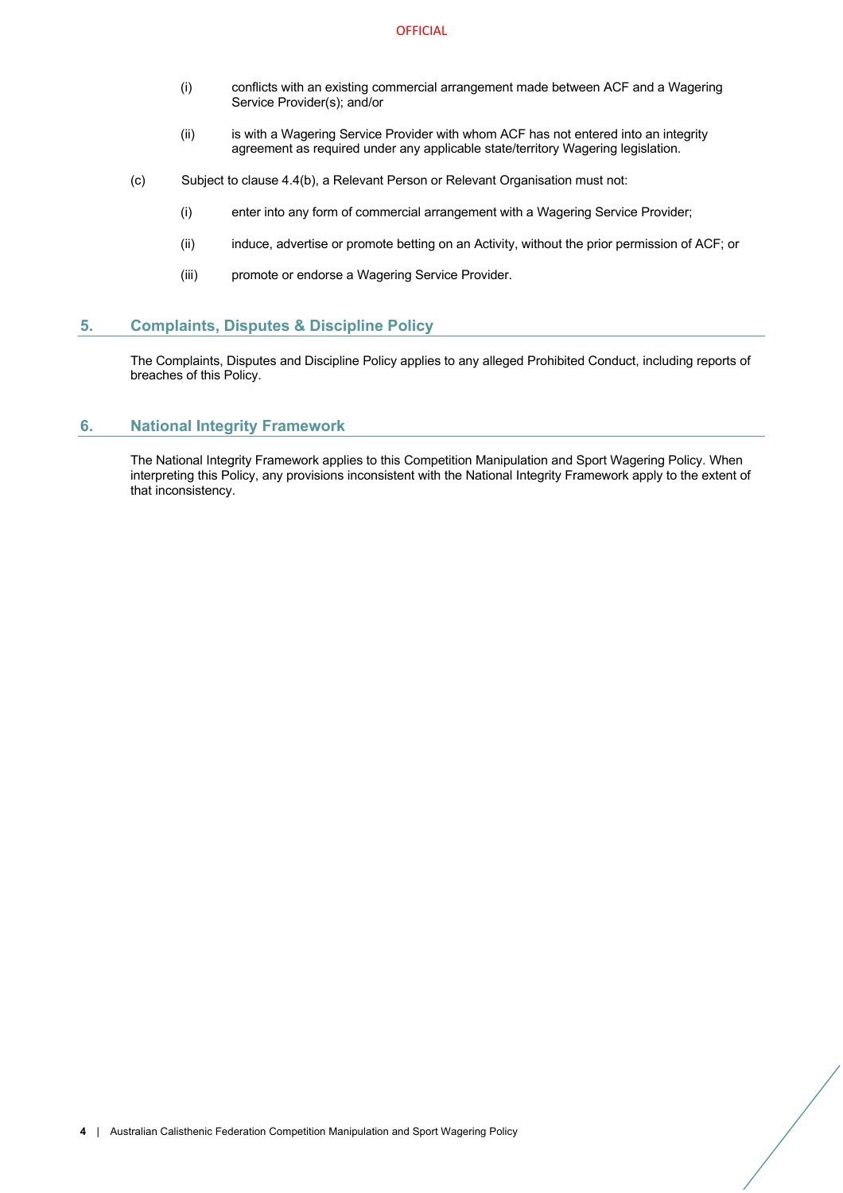(i) conflicts with an existing commercial arrangement made between ACF and a Wagering Service Provider(s); and/or

(ii) is with a Wagering Service Provider with whom ACF has not entered into an integrity agreement as required under any applicable state/territory Wagering legislation.

(c) Subject to clause 4.4(b), a Relevant Person or Relevant Organisation must not:

(i) enter into any form of commercial arrangement with a Wagering Service Provider;

(ii) induce, advertise or promote betting on an Activity, without the prior permission of ACF; or

(iii) promote or endorse a Wagering Service Provider.

## 5. Complaints, Disputes & Discipline Policy

The Complaints, Disputes and Discipline Policy applies to any alleged Prohibited Conduct, including reports of breaches of this Policy.

## 6. National Integrity Framework

The National Integrity Framework applies to this Competition Manipulation and Sport Wagering Policy. When interpreting this Policy, any provisions inconsistent with the National Integrity Framework apply to the extent of that inconsistency.